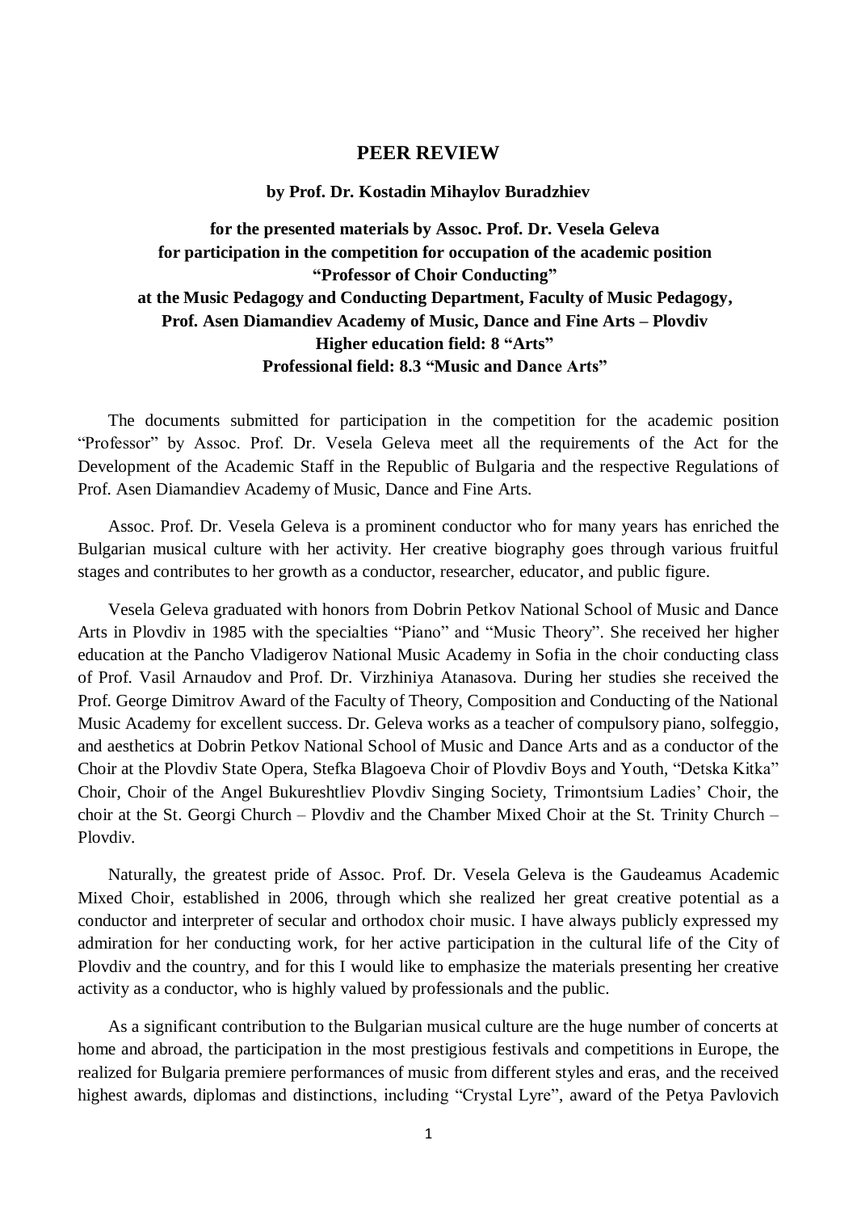# PEER REVIEW

**by Prof. Dr. Kostadin Mihaylov Buradzhiev**

**for the presented materials by Assoc. Prof. Dr. Vesela Geleva**
**for participation in the competition for occupation of the academic position**
**"Professor of Choir Conducting"**
**at the Music Pedagogy and Conducting Department, Faculty of Music Pedagogy,**
**Prof. Asen Diamandiev Academy of Music, Dance and Fine Arts – Plovdiv**
**Higher education field: 8 "Arts"**
**Professional field: 8.3 "Music and Dance Arts"**

The documents submitted for participation in the competition for the academic position "Professor" by Assoc. Prof. Dr. Vesela Geleva meet all the requirements of the Act for the Development of the Academic Staff in the Republic of Bulgaria and the respective Regulations of Prof. Asen Diamandiev Academy of Music, Dance and Fine Arts.

Assoc. Prof. Dr. Vesela Geleva is a prominent conductor who for many years has enriched the Bulgarian musical culture with her activity. Her creative biography goes through various fruitful stages and contributes to her growth as a conductor, researcher, educator, and public figure.

Vesela Geleva graduated with honors from Dobrin Petkov National School of Music and Dance Arts in Plovdiv in 1985 with the specialties "Piano" and "Music Theory". She received her higher education at the Pancho Vladigerov National Music Academy in Sofia in the choir conducting class of Prof. Vasil Arnaudov and Prof. Dr. Virzhiniya Atanasova. During her studies she received the Prof. George Dimitrov Award of the Faculty of Theory, Composition and Conducting of the National Music Academy for excellent success. Dr. Geleva works as a teacher of compulsory piano, solfeggio, and aesthetics at Dobrin Petkov National School of Music and Dance Arts and as a conductor of the Choir at the Plovdiv State Opera, Stefka Blagoeva Choir of Plovdiv Boys and Youth, "Detska Kitka" Choir, Choir of the Angel Bukureshtliev Plovdiv Singing Society, Trimontsium Ladies' Choir, the choir at the St. Georgi Church – Plovdiv and the Chamber Mixed Choir at the St. Trinity Church – Plovdiv.

Naturally, the greatest pride of Assoc. Prof. Dr. Vesela Geleva is the Gaudeamus Academic Mixed Choir, established in 2006, through which she realized her great creative potential as a conductor and interpreter of secular and orthodox choir music. I have always publicly expressed my admiration for her conducting work, for her active participation in the cultural life of the City of Plovdiv and the country, and for this I would like to emphasize the materials presenting her creative activity as a conductor, who is highly valued by professionals and the public.

As a significant contribution to the Bulgarian musical culture are the huge number of concerts at home and abroad, the participation in the most prestigious festivals and competitions in Europe, the realized for Bulgaria premiere performances of music from different styles and eras, and the received highest awards, diplomas and distinctions, including "Crystal Lyre", award of the Petya Pavlovich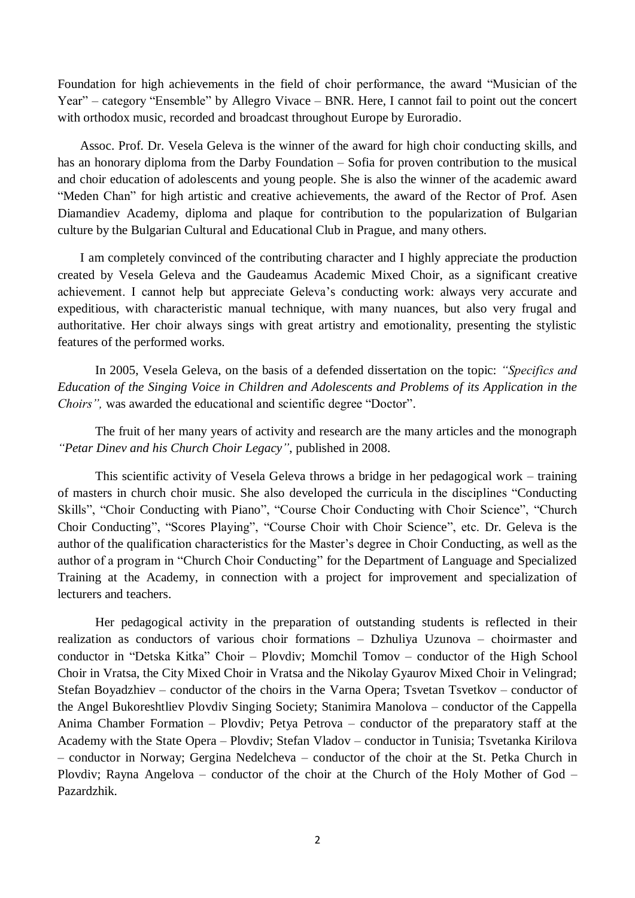Foundation for high achievements in the field of choir performance, the award "Musician of the Year" – category "Ensemble" by Allegro Vivace – BNR. Here, I cannot fail to point out the concert with orthodox music, recorded and broadcast throughout Europe by Euroradio.

Assoc. Prof. Dr. Vesela Geleva is the winner of the award for high choir conducting skills, and has an honorary diploma from the Darby Foundation – Sofia for proven contribution to the musical and choir education of adolescents and young people. She is also the winner of the academic award "Meden Chan" for high artistic and creative achievements, the award of the Rector of Prof. Asen Diamandiev Academy, diploma and plaque for contribution to the popularization of Bulgarian culture by the Bulgarian Cultural and Educational Club in Prague, and many others.

I am completely convinced of the contributing character and I highly appreciate the production created by Vesela Geleva and the Gaudeamus Academic Mixed Choir, as a significant creative achievement. I cannot help but appreciate Geleva's conducting work: always very accurate and expeditious, with characteristic manual technique, with many nuances, but also very frugal and authoritative. Her choir always sings with great artistry and emotionality, presenting the stylistic features of the performed works.

In 2005, Vesela Geleva, on the basis of a defended dissertation on the topic: *"Specifics and Education of the Singing Voice in Children and Adolescents and Problems of its Application in the Choirs",* was awarded the educational and scientific degree "Doctor".

The fruit of her many years of activity and research are the many articles and the monograph *"Petar Dinev and his Church Choir Legacy"*, published in 2008.

This scientific activity of Vesela Geleva throws a bridge in her pedagogical work – training of masters in church choir music. She also developed the curricula in the disciplines "Conducting Skills", "Choir Conducting with Piano", "Course Choir Conducting with Choir Science", "Church Choir Conducting", "Scores Playing", "Course Choir with Choir Science", etc. Dr. Geleva is the author of the qualification characteristics for the Master's degree in Choir Conducting, as well as the author of a program in "Church Choir Conducting" for the Department of Language and Specialized Training at the Academy, in connection with a project for improvement and specialization of lecturers and teachers.

Her pedagogical activity in the preparation of outstanding students is reflected in their realization as conductors of various choir formations – Dzhuliya Uzunova – choirmaster and conductor in "Detska Kitka" Choir – Plovdiv; Momchil Tomov – conductor of the High School Choir in Vratsa, the City Mixed Choir in Vratsa and the Nikolay Gyaurov Mixed Choir in Velingrad; Stefan Boyadzhiev – conductor of the choirs in the Varna Opera; Tsvetan Tsvetkov – conductor of the Angel Bukoreshtliev Plovdiv Singing Society; Stanimira Manolova – conductor of the Cappella Anima Chamber Formation – Plovdiv; Petya Petrova – conductor of the preparatory staff at the Academy with the State Opera – Plovdiv; Stefan Vladov – conductor in Tunisia; Tsvetanka Kirilova – conductor in Norway; Gergina Nedelcheva – conductor of the choir at the St. Petka Church in Plovdiv; Rayna Angelova – conductor of the choir at the Church of the Holy Mother of God – Pazardzhik.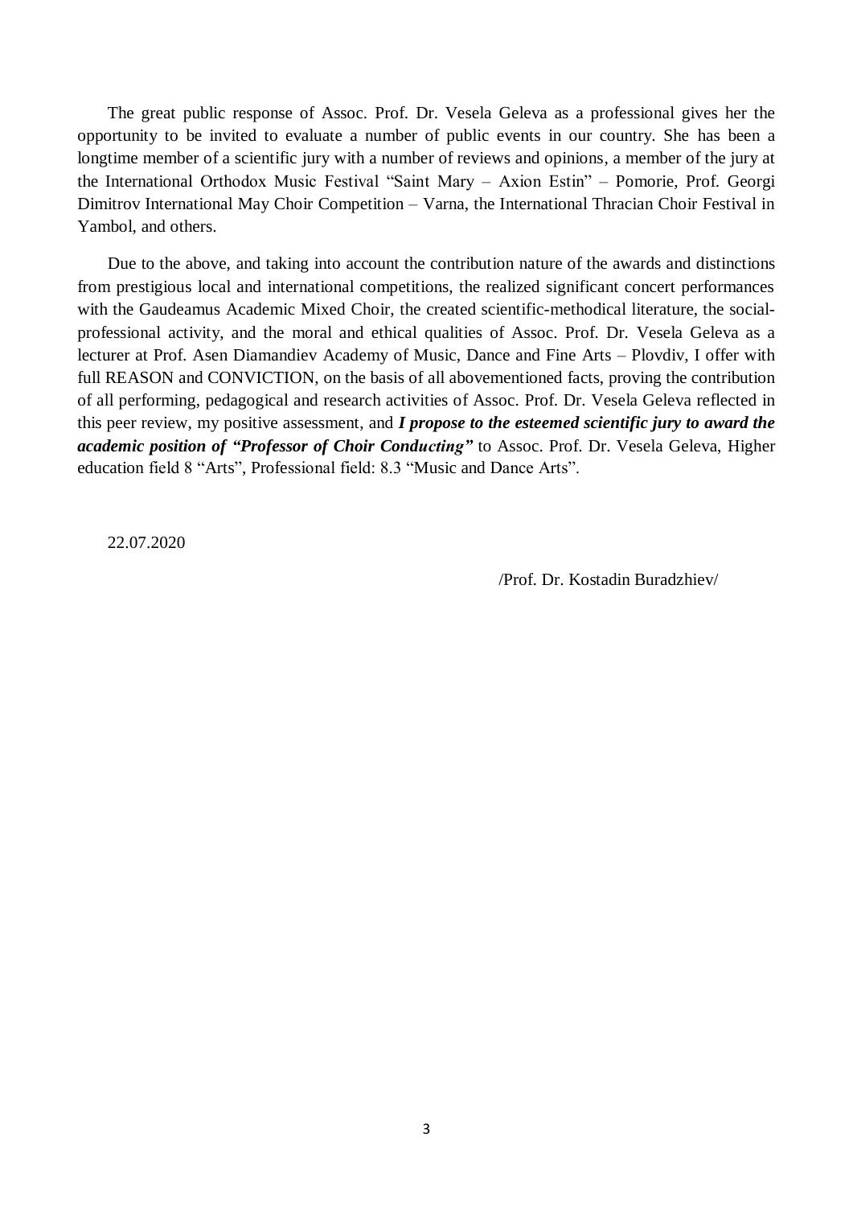The great public response of Assoc. Prof. Dr. Vesela Geleva as a professional gives her the opportunity to be invited to evaluate a number of public events in our country. She has been a longtime member of a scientific jury with a number of reviews and opinions, a member of the jury at the International Orthodox Music Festival "Saint Mary – Axion Estin" – Pomorie, Prof. Georgi Dimitrov International May Choir Competition – Varna, the International Thracian Choir Festival in Yambol, and others.

Due to the above, and taking into account the contribution nature of the awards and distinctions from prestigious local and international competitions, the realized significant concert performances with the Gaudeamus Academic Mixed Choir, the created scientific-methodical literature, the social-professional activity, and the moral and ethical qualities of Assoc. Prof. Dr. Vesela Geleva as a lecturer at Prof. Asen Diamandiev Academy of Music, Dance and Fine Arts – Plovdiv, I offer with full REASON and CONVICTION, on the basis of all abovementioned facts, proving the contribution of all performing, pedagogical and research activities of Assoc. Prof. Dr. Vesela Geleva reflected in this peer review, my positive assessment, and ***I propose to the esteemed scientific jury to award the academic position of "Professor of Choir Conducting"*** to Assoc. Prof. Dr. Vesela Geleva, Higher education field 8 "Arts", Professional field: 8.3 "Music and Dance Arts".

22.07.2020

/Prof. Dr. Kostadin Buradzhiev/